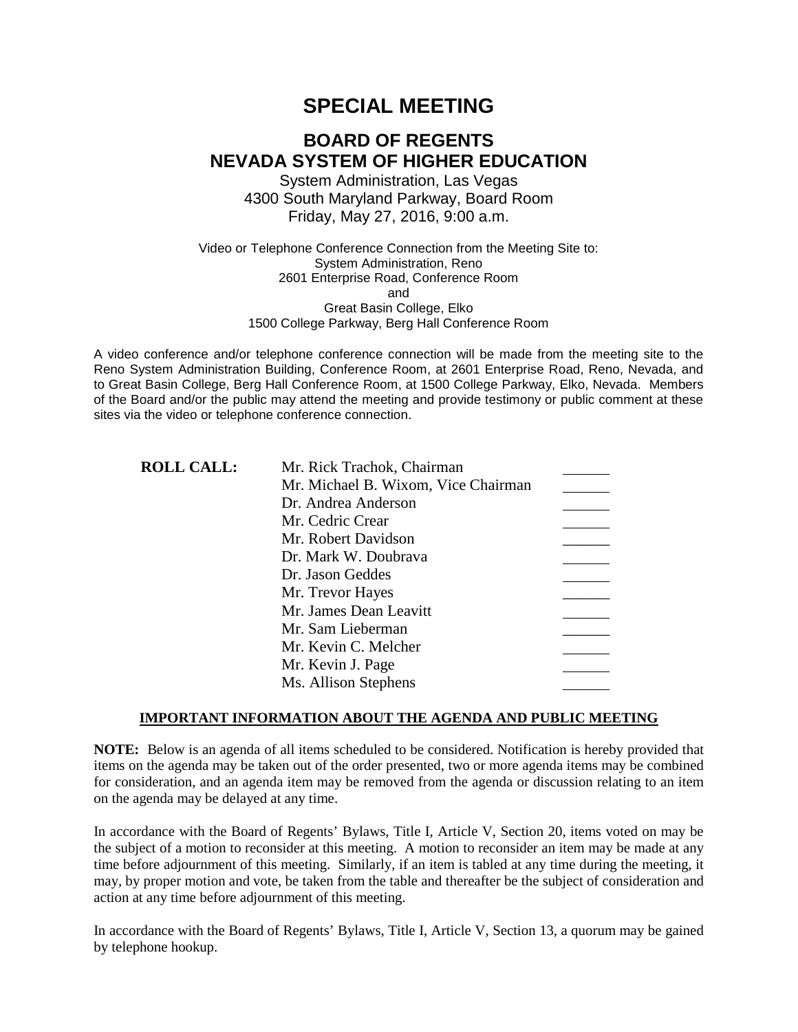# SPECIAL MEETING

## BOARD OF REGENTS
## NEVADA SYSTEM OF HIGHER EDUCATION

System Administration, Las Vegas
4300 South Maryland Parkway, Board Room
Friday, May 27, 2016, 9:00 a.m.

Video or Telephone Conference Connection from the Meeting Site to:
System Administration, Reno
2601 Enterprise Road, Conference Room
and
Great Basin College, Elko
1500 College Parkway, Berg Hall Conference Room

A video conference and/or telephone conference connection will be made from the meeting site to the Reno System Administration Building, Conference Room, at 2601 Enterprise Road, Reno, Nevada, and to Great Basin College, Berg Hall Conference Room, at 1500 College Parkway, Elko, Nevada. Members of the Board and/or the public may attend the meeting and provide testimony or public comment at these sites via the video or telephone conference connection.

| **ROLL CALL:** | | |
|---|---|---|
| | Mr. Rick Trachok, Chairman | ______ |
| | Mr. Michael B. Wixom, Vice Chairman | ______ |
| | Dr. Andrea Anderson | ______ |
| | Mr. Cedric Crear | ______ |
| | Mr. Robert Davidson | ______ |
| | Dr. Mark W. Doubrava | ______ |
| | Dr. Jason Geddes | ______ |
| | Mr. Trevor Hayes | ______ |
| | Mr. James Dean Leavitt | ______ |
| | Mr. Sam Lieberman | ______ |
| | Mr. Kevin C. Melcher | ______ |
| | Mr. Kevin J. Page | ______ |
| | Ms. Allison Stephens | ______ |

### IMPORTANT INFORMATION ABOUT THE AGENDA AND PUBLIC MEETING

**NOTE:** Below is an agenda of all items scheduled to be considered. Notification is hereby provided that items on the agenda may be taken out of the order presented, two or more agenda items may be combined for consideration, and an agenda item may be removed from the agenda or discussion relating to an item on the agenda may be delayed at any time.

In accordance with the Board of Regents' Bylaws, Title I, Article V, Section 20, items voted on may be the subject of a motion to reconsider at this meeting. A motion to reconsider an item may be made at any time before adjournment of this meeting. Similarly, if an item is tabled at any time during the meeting, it may, by proper motion and vote, be taken from the table and thereafter be the subject of consideration and action at any time before adjournment of this meeting.

In accordance with the Board of Regents' Bylaws, Title I, Article V, Section 13, a quorum may be gained by telephone hookup.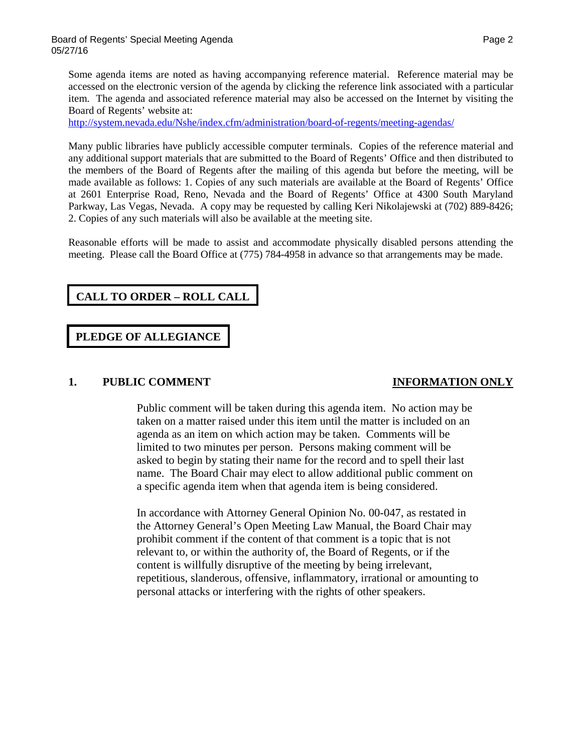Some agenda items are noted as having accompanying reference material. Reference material may be accessed on the electronic version of the agenda by clicking the reference link associated with a particular item. The agenda and associated reference material may also be accessed on the Internet by visiting the Board of Regents' website at:
[http://system.nevada.edu/Nshe/index.cfm/administration/board-of-regents/meeting-agendas/](http://system.nevada.edu/Nshe/index.cfm/administration/board-of-regents/meeting-agendas/)

Many public libraries have publicly accessible computer terminals. Copies of the reference material and any additional support materials that are submitted to the Board of Regents' Office and then distributed to the members of the Board of Regents after the mailing of this agenda but before the meeting, will be made available as follows: 1. Copies of any such materials are available at the Board of Regents' Office at 2601 Enterprise Road, Reno, Nevada and the Board of Regents' Office at 4300 South Maryland Parkway, Las Vegas, Nevada. A copy may be requested by calling Keri Nikolajewski at (702) 889-8426; 2. Copies of any such materials will also be available at the meeting site.

Reasonable efforts will be made to assist and accommodate physically disabled persons attending the meeting. Please call the Board Office at (775) 784-4958 in advance so that arrangements may be made.

## CALL TO ORDER – ROLL CALL

## PLEDGE OF ALLEGIANCE

### 1. PUBLIC COMMENT — INFORMATION ONLY

Public comment will be taken during this agenda item. No action may be taken on a matter raised under this item until the matter is included on an agenda as an item on which action may be taken. Comments will be limited to two minutes per person. Persons making comment will be asked to begin by stating their name for the record and to spell their last name. The Board Chair may elect to allow additional public comment on a specific agenda item when that agenda item is being considered.

In accordance with Attorney General Opinion No. 00-047, as restated in the Attorney General's Open Meeting Law Manual, the Board Chair may prohibit comment if the content of that comment is a topic that is not relevant to, or within the authority of, the Board of Regents, or if the content is willfully disruptive of the meeting by being irrelevant, repetitious, slanderous, offensive, inflammatory, irrational or amounting to personal attacks or interfering with the rights of other speakers.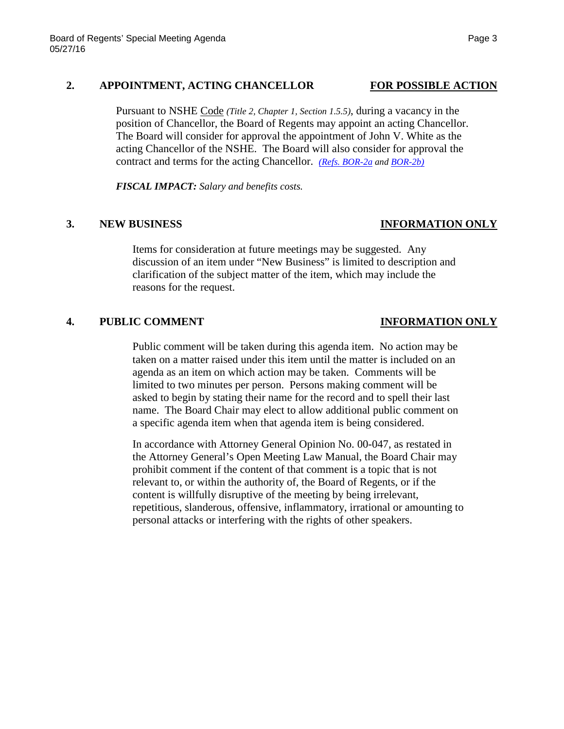## 2. APPOINTMENT, ACTING CHANCELLOR — <u>FOR POSSIBLE ACTION</u>

Pursuant to NSHE <u>Code</u> *(Title 2, Chapter 1, Section 1.5.5)*, during a vacancy in the position of Chancellor, the Board of Regents may appoint an acting Chancellor. The Board will consider for approval the appointment of John V. White as the acting Chancellor of the NSHE. The Board will also consider for approval the contract and terms for the acting Chancellor. *(Refs. BOR-2a and BOR-2b)*

***FISCAL IMPACT:** Salary and benefits costs.*

## 3. NEW BUSINESS — <u>INFORMATION ONLY</u>

Items for consideration at future meetings may be suggested. Any discussion of an item under "New Business" is limited to description and clarification of the subject matter of the item, which may include the reasons for the request.

## 4. PUBLIC COMMENT — <u>INFORMATION ONLY</u>

Public comment will be taken during this agenda item. No action may be taken on a matter raised under this item until the matter is included on an agenda as an item on which action may be taken. Comments will be limited to two minutes per person. Persons making comment will be asked to begin by stating their name for the record and to spell their last name. The Board Chair may elect to allow additional public comment on a specific agenda item when that agenda item is being considered.

In accordance with Attorney General Opinion No. 00-047, as restated in the Attorney General's Open Meeting Law Manual, the Board Chair may prohibit comment if the content of that comment is a topic that is not relevant to, or within the authority of, the Board of Regents, or if the content is willfully disruptive of the meeting by being irrelevant, repetitious, slanderous, offensive, inflammatory, irrational or amounting to personal attacks or interfering with the rights of other speakers.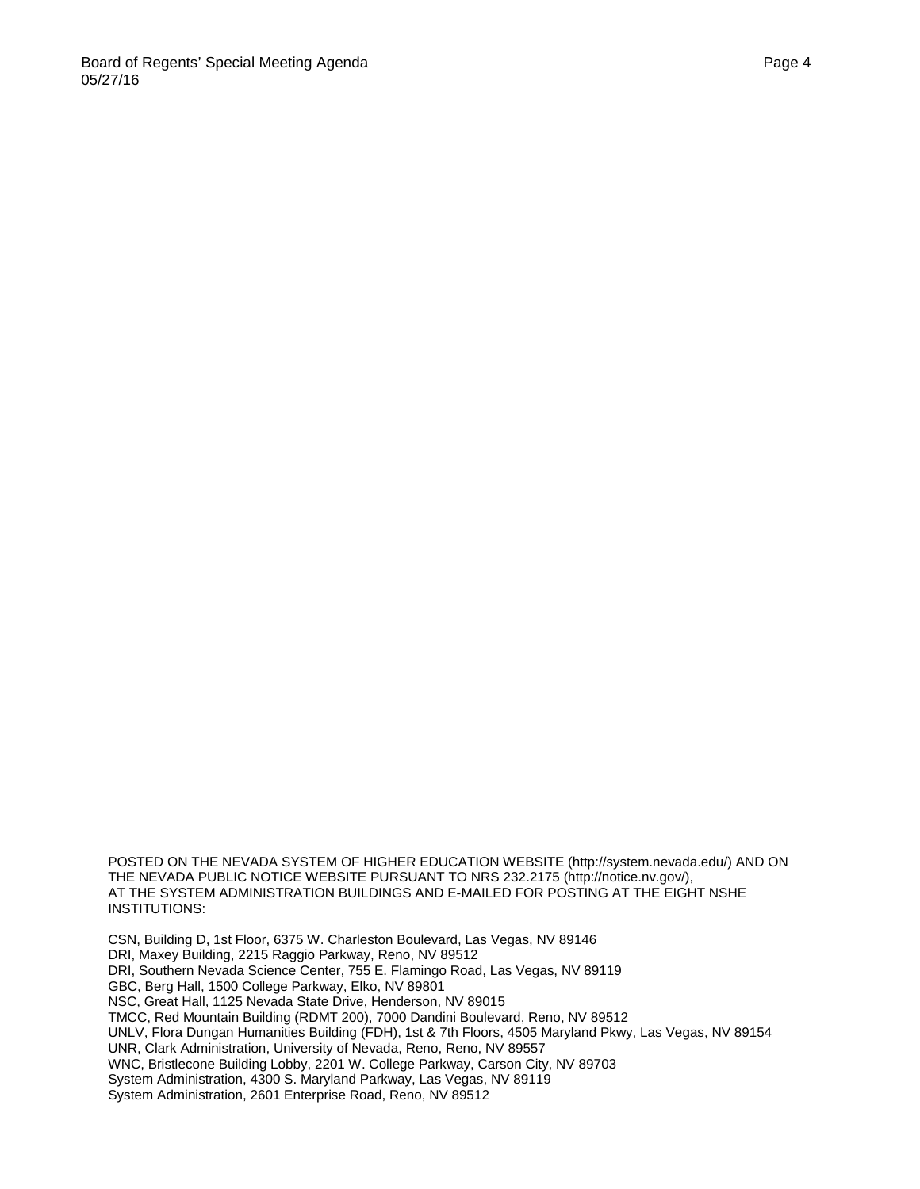POSTED ON THE NEVADA SYSTEM OF HIGHER EDUCATION WEBSITE (http://system.nevada.edu/) AND ON THE NEVADA PUBLIC NOTICE WEBSITE PURSUANT TO NRS 232.2175 (http://notice.nv.gov/), AT THE SYSTEM ADMINISTRATION BUILDINGS AND E-MAILED FOR POSTING AT THE EIGHT NSHE INSTITUTIONS:

CSN, Building D, 1st Floor, 6375 W. Charleston Boulevard, Las Vegas, NV 89146
DRI, Maxey Building, 2215 Raggio Parkway, Reno, NV 89512
DRI, Southern Nevada Science Center, 755 E. Flamingo Road, Las Vegas, NV 89119
GBC, Berg Hall, 1500 College Parkway, Elko, NV 89801
NSC, Great Hall, 1125 Nevada State Drive, Henderson, NV 89015
TMCC, Red Mountain Building (RDMT 200), 7000 Dandini Boulevard, Reno, NV 89512
UNLV, Flora Dungan Humanities Building (FDH), 1st & 7th Floors, 4505 Maryland Pkwy, Las Vegas, NV 89154
UNR, Clark Administration, University of Nevada, Reno, Reno, NV 89557
WNC, Bristlecone Building Lobby, 2201 W. College Parkway, Carson City, NV 89703
System Administration, 4300 S. Maryland Parkway, Las Vegas, NV 89119
System Administration, 2601 Enterprise Road, Reno, NV 89512